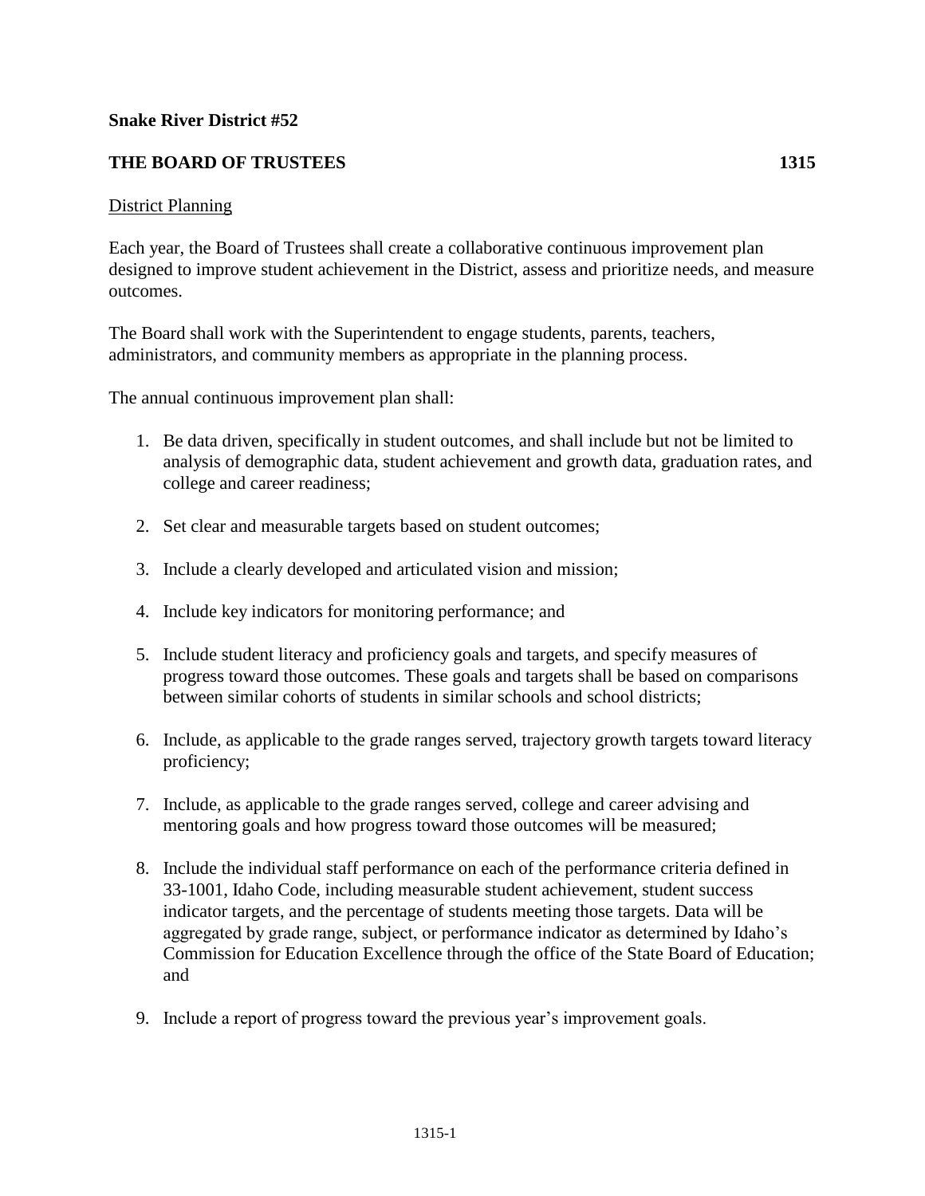**Snake River District #52**

**THE BOARD OF TRUSTEES 1315**

District Planning

Each year, the Board of Trustees shall create a collaborative continuous improvement plan designed to improve student achievement in the District, assess and prioritize needs, and measure outcomes.

The Board shall work with the Superintendent to engage students, parents, teachers, administrators, and community members as appropriate in the planning process.

The annual continuous improvement plan shall:

1. Be data driven, specifically in student outcomes, and shall include but not be limited to analysis of demographic data, student achievement and growth data, graduation rates, and college and career readiness;

2. Set clear and measurable targets based on student outcomes;

3. Include a clearly developed and articulated vision and mission;

4. Include key indicators for monitoring performance; and

5. Include student literacy and proficiency goals and targets, and specify measures of progress toward those outcomes. These goals and targets shall be based on comparisons between similar cohorts of students in similar schools and school districts;

6. Include, as applicable to the grade ranges served, trajectory growth targets toward literacy proficiency;

7. Include, as applicable to the grade ranges served, college and career advising and mentoring goals and how progress toward those outcomes will be measured;

8. Include the individual staff performance on each of the performance criteria defined in 33-1001, Idaho Code, including measurable student achievement, student success indicator targets, and the percentage of students meeting those targets. Data will be aggregated by grade range, subject, or performance indicator as determined by Idaho's Commission for Education Excellence through the office of the State Board of Education; and

9. Include a report of progress toward the previous year's improvement goals.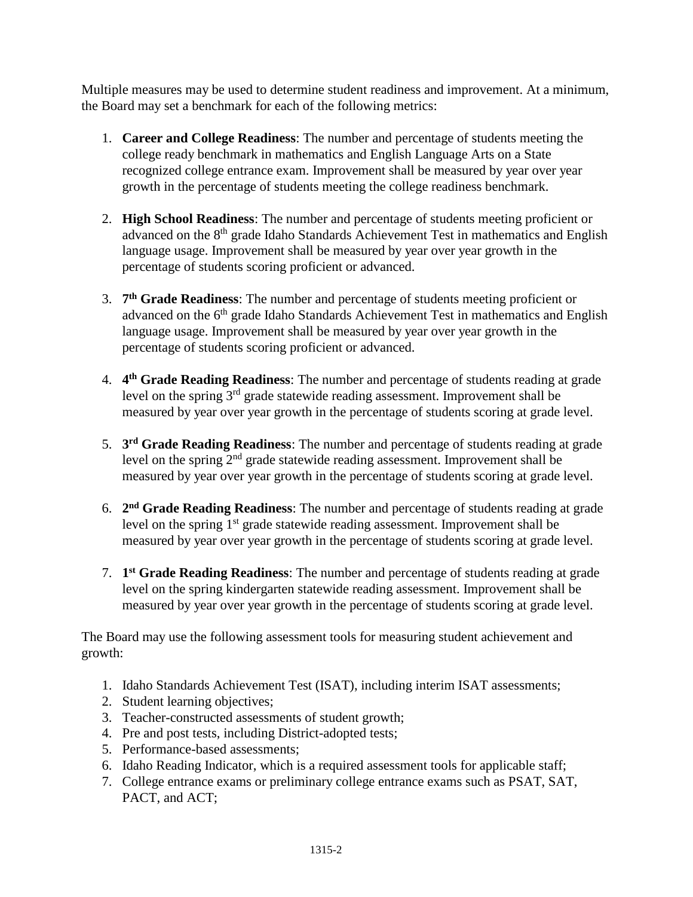Multiple measures may be used to determine student readiness and improvement. At a minimum, the Board may set a benchmark for each of the following metrics:

1. **Career and College Readiness**: The number and percentage of students meeting the college ready benchmark in mathematics and English Language Arts on a State recognized college entrance exam. Improvement shall be measured by year over year growth in the percentage of students meeting the college readiness benchmark.

2. **High School Readiness**: The number and percentage of students meeting proficient or advanced on the 8th grade Idaho Standards Achievement Test in mathematics and English language usage. Improvement shall be measured by year over year growth in the percentage of students scoring proficient or advanced.

3. **7th Grade Readiness**: The number and percentage of students meeting proficient or advanced on the 6th grade Idaho Standards Achievement Test in mathematics and English language usage. Improvement shall be measured by year over year growth in the percentage of students scoring proficient or advanced.

4. **4th Grade Reading Readiness**: The number and percentage of students reading at grade level on the spring 3rd grade statewide reading assessment. Improvement shall be measured by year over year growth in the percentage of students scoring at grade level.

5. **3rd Grade Reading Readiness**: The number and percentage of students reading at grade level on the spring 2nd grade statewide reading assessment. Improvement shall be measured by year over year growth in the percentage of students scoring at grade level.

6. **2nd Grade Reading Readiness**: The number and percentage of students reading at grade level on the spring 1st grade statewide reading assessment. Improvement shall be measured by year over year growth in the percentage of students scoring at grade level.

7. **1st Grade Reading Readiness**: The number and percentage of students reading at grade level on the spring kindergarten statewide reading assessment. Improvement shall be measured by year over year growth in the percentage of students scoring at grade level.

The Board may use the following assessment tools for measuring student achievement and growth:

1. Idaho Standards Achievement Test (ISAT), including interim ISAT assessments;
2. Student learning objectives;
3. Teacher-constructed assessments of student growth;
4. Pre and post tests, including District-adopted tests;
5. Performance-based assessments;
6. Idaho Reading Indicator, which is a required assessment tools for applicable staff;
7. College entrance exams or preliminary college entrance exams such as PSAT, SAT, PACT, and ACT;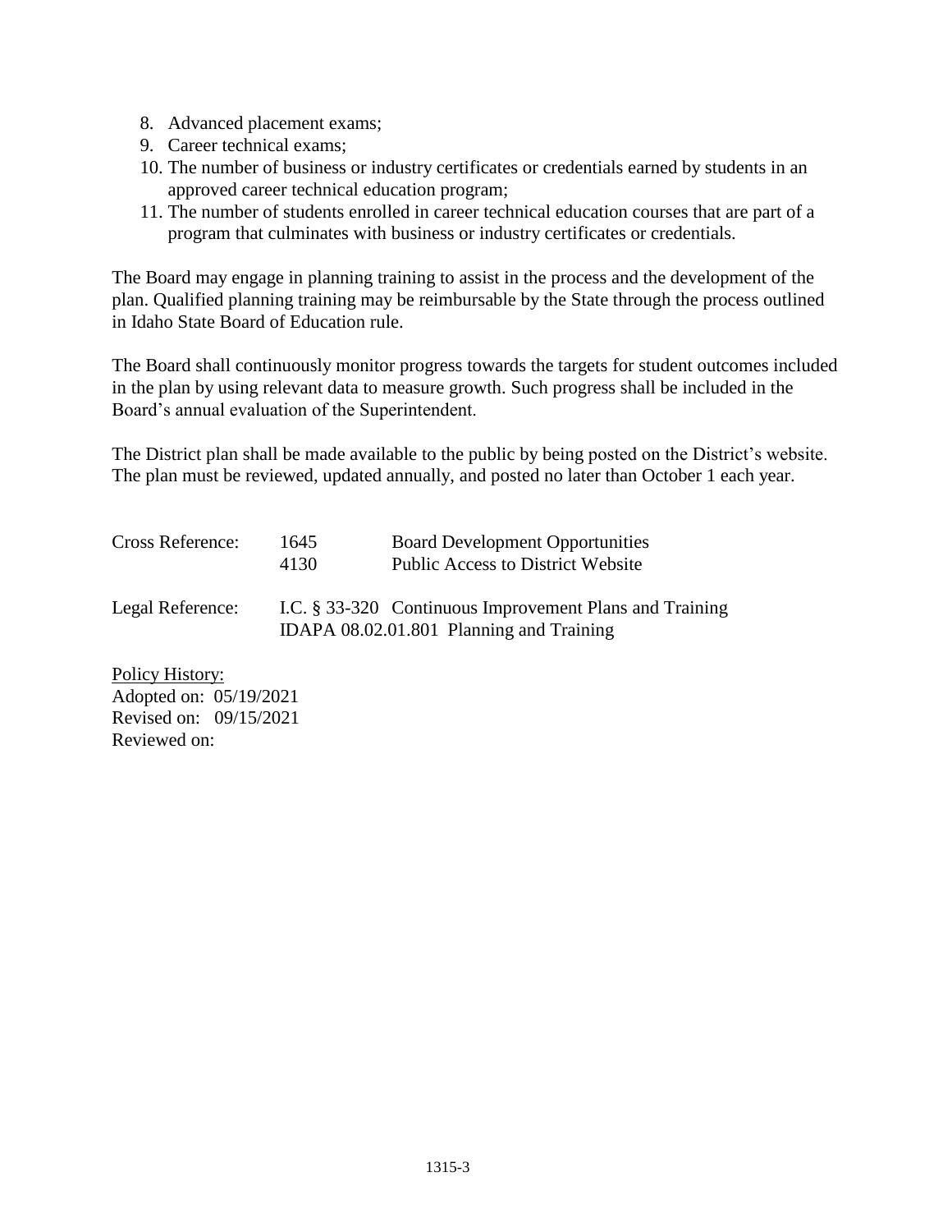8. Advanced placement exams;
9. Career technical exams;
10. The number of business or industry certificates or credentials earned by students in an approved career technical education program;
11. The number of students enrolled in career technical education courses that are part of a program that culminates with business or industry certificates or credentials.

The Board may engage in planning training to assist in the process and the development of the plan. Qualified planning training may be reimbursable by the State through the process outlined in Idaho State Board of Education rule.

The Board shall continuously monitor progress towards the targets for student outcomes included in the plan by using relevant data to measure growth. Such progress shall be included in the Board's annual evaluation of the Superintendent.

The District plan shall be made available to the public by being posted on the District's website. The plan must be reviewed, updated annually, and posted no later than October 1 each year.

| | | |
|---|---|---|
| Cross Reference: | 1645 | Board Development Opportunities |
| | 4130 | Public Access to District Website |
| Legal Reference: | I.C. § 33-320 Continuous Improvement Plans and Training | |
| | IDAPA 08.02.01.801 Planning and Training | |

Policy History:
Adopted on: 05/19/2021
Revised on: 09/15/2021
Reviewed on: